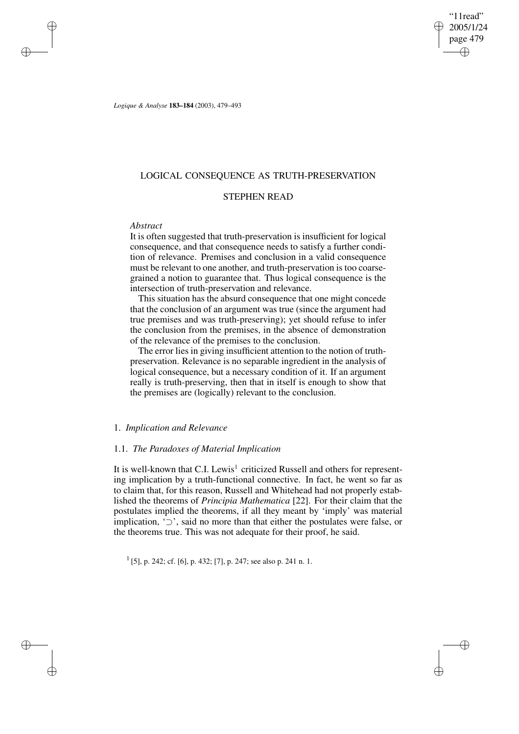# LOGICAL CONSEQUENCE AS TRUTH-PRESERVATION

## STEPHEN READ

*Abstract*

It is often suggested that truth-preservation is insufficient for logical consequence, and that consequence needs to satisfy a further condition of relevance. Premises and conclusion in a valid consequence must be relevant to one another, and truth-preservation is too coarse-grained a notion to guarantee that. Thus logical consequence is the intersection of truth-preservation and relevance.

This situation has the absurd consequence that one might concede that the conclusion of an argument was true (since the argument had true premises and was truth-preserving); yet should refuse to infer the conclusion from the premises, in the absence of demonstration of the relevance of the premises to the conclusion.

The error lies in giving insufficient attention to the notion of truth-preservation. Relevance is no separable ingredient in the analysis of logical consequence, but a necessary condition of it. If an argument really is truth-preserving, then that in itself is enough to show that the premises are (logically) relevant to the conclusion.

### 1. *Implication and Relevance*

#### 1.1. *The Paradoxes of Material Implication*

It is well-known that C.I. Lewis[1] criticized Russell and others for representing implication by a truth-functional connective. In fact, he went so far as to claim that, for this reason, Russell and Whitehead had not properly established the theorems of *Principia Mathematica* [22]. For their claim that the postulates implied the theorems, if all they meant by 'imply' was material implication, '$\supset$', said no more than that either the postulates were false, or the theorems true. This was not adequate for their proof, he said.

[1] [5], p. 242; cf. [6], p. 432; [7], p. 247; see also p. 241 n. 1.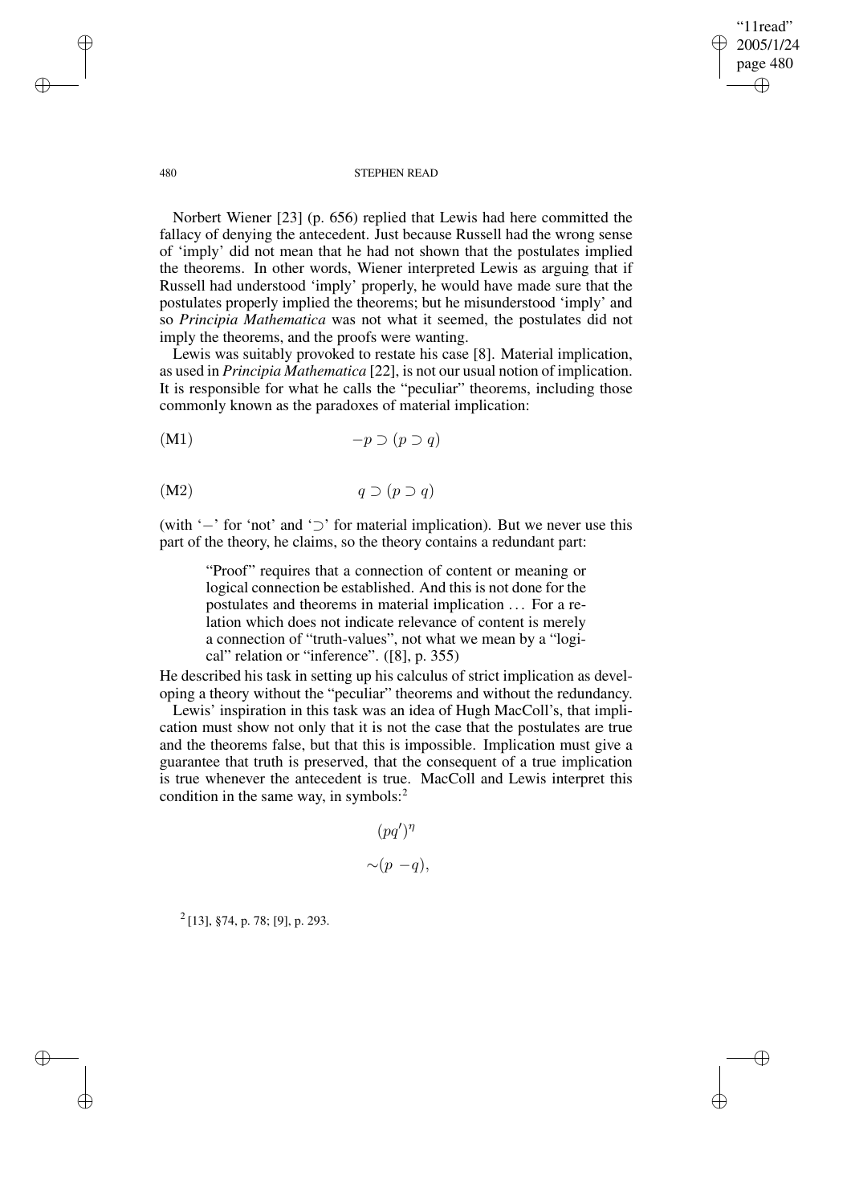Norbert Wiener [23] (p. 656) replied that Lewis had here committed the fallacy of denying the antecedent. Just because Russell had the wrong sense of 'imply' did not mean that he had not shown that the postulates implied the theorems. In other words, Wiener interpreted Lewis as arguing that if Russell had understood 'imply' properly, he would have made sure that the postulates properly implied the theorems; but he misunderstood 'imply' and so *Principia Mathematica* was not what it seemed, the postulates did not imply the theorems, and the proofs were wanting.

Lewis was suitably provoked to restate his case [8]. Material implication, as used in *Principia Mathematica* [22], is not our usual notion of implication. It is responsible for what he calls the "peculiar" theorems, including those commonly known as the paradoxes of material implication:

$$\text{(M1)} \qquad -p \supset (p \supset q)$$

$$\text{(M2)} \qquad q \supset (p \supset q)$$

(with '$-$' for 'not' and '$\supset$' for material implication). But we never use this part of the theory, he claims, so the theory contains a redundant part:

> "Proof" requires that a connection of content or meaning or logical connection be established. And this is not done for the postulates and theorems in material implication ... For a relation which does not indicate relevance of content is merely a connection of "truth-values", not what we mean by a "logical" relation or "inference". ([8], p. 355)

He described his task in setting up his calculus of strict implication as developing a theory without the "peculiar" theorems and without the redundancy.

Lewis' inspiration in this task was an idea of Hugh MacColl's, that implication must show not only that it is not the case that the postulates are true and the theorems false, but that this is impossible. Implication must give a guarantee that truth is preserved, that the consequent of a true implication is true whenever the antecedent is true. MacColl and Lewis interpret this condition in the same way, in symbols:[2]

$$(pq')^{\eta}$$

$$\sim(p \ -q),$$

[2] [13], §74, p. 78; [9], p. 293.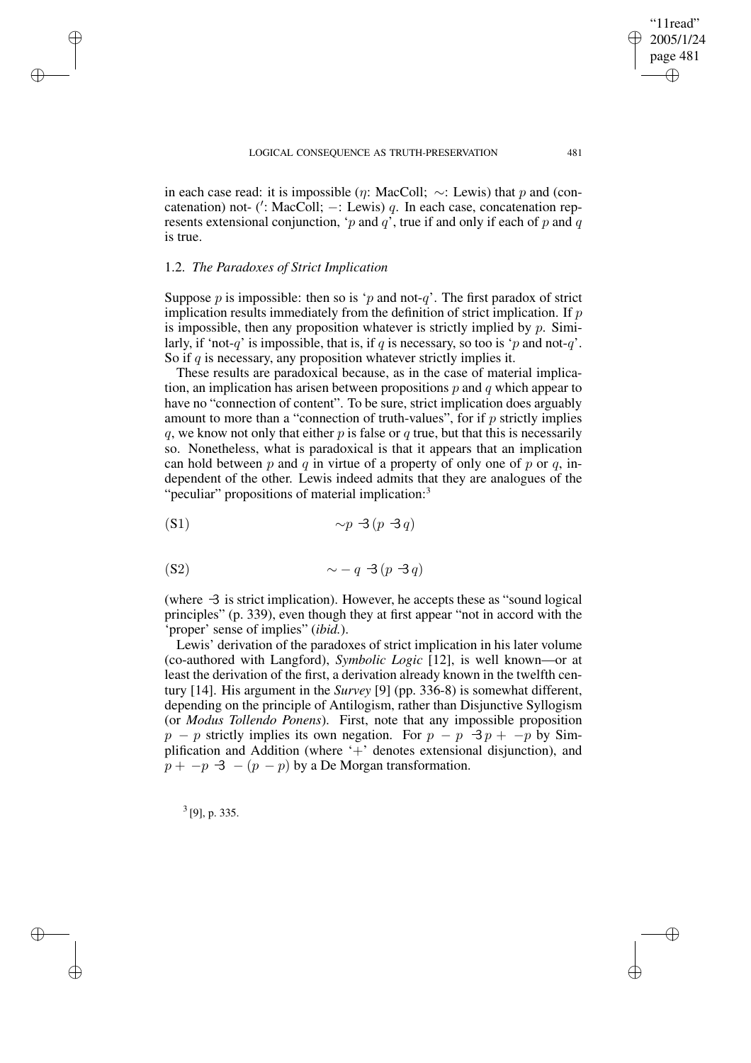in each case read: it is impossible ($\eta$: MacColl; $\sim$: Lewis) that $p$ and (concatenation) not- ($'$: MacColl; $-$: Lewis) $q$. In each case, concatenation represents extensional conjunction, '$p$ and $q$', true if and only if each of $p$ and $q$ is true.

### 1.2. *The Paradoxes of Strict Implication*

Suppose $p$ is impossible: then so is '$p$ and not-$q$'. The first paradox of strict implication results immediately from the definition of strict implication. If $p$ is impossible, then any proposition whatever is strictly implied by $p$. Similarly, if 'not-$q$' is impossible, that is, if $q$ is necessary, so too is '$p$ and not-$q$'. So if $q$ is necessary, any proposition whatever strictly implies it.

These results are paradoxical because, as in the case of material implication, an implication has arisen between propositions $p$ and $q$ which appear to have no "connection of content". To be sure, strict implication does arguably amount to more than a "connection of truth-values", for if $p$ strictly implies $q$, we know not only that either $p$ is false or $q$ true, but that this is necessarily so. Nonetheless, what is paradoxical is that it appears that an implication can hold between $p$ and $q$ in virtue of a property of only one of $p$ or $q$, independent of the other. Lewis indeed admits that they are analogues of the "peculiar" propositions of material implication:[3]

$$\text{(S1)} \qquad \sim p \prec (p \prec q)$$

$$\text{(S2)} \qquad \sim -q \prec (p \prec q)$$

(where $\prec$ is strict implication). However, he accepts these as "sound logical principles" (p. 339), even though they at first appear "not in accord with the 'proper' sense of implies" (*ibid.*).

Lewis' derivation of the paradoxes of strict implication in his later volume (co-authored with Langford), *Symbolic Logic* [12], is well known—or at least the derivation of the first, a derivation already known in the twelfth century [14]. His argument in the *Survey* [9] (pp. 336-8) is somewhat different, depending on the principle of Antilogism, rather than Disjunctive Syllogism (or *Modus Tollendo Ponens*). First, note that any impossible proposition $p-p$ strictly implies its own negation. For $p-p \prec p + -p$ by Simplification and Addition (where '$+$' denotes extensional disjunction), and $p + -p \prec -(p-p)$ by a De Morgan transformation.

[3] [9], p. 335.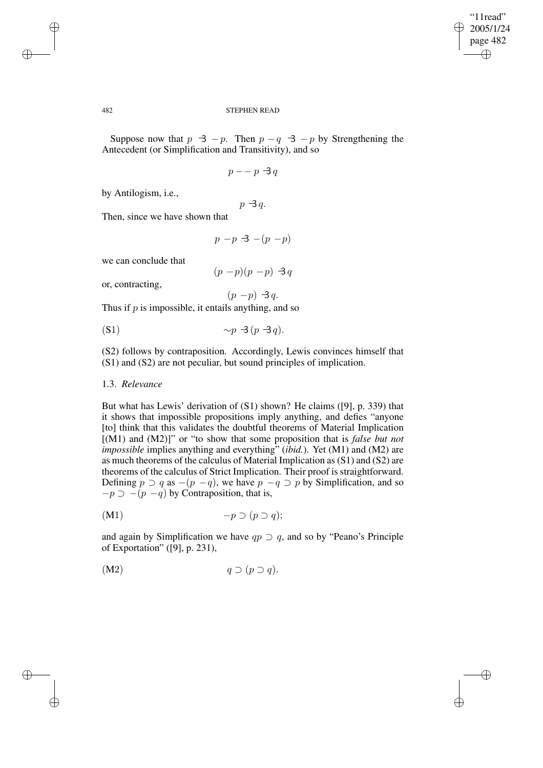Suppose now that $p \prec -p$. Then $p-q \prec -p$ by Strengthening the Antecedent (or Simplification and Transitivity), and so

$$p - -p \prec q$$

by Antilogism, i.e.,

$$p \prec q.$$

Then, since we have shown that

$$p \ -p \prec -(p \ -p)$$

we can conclude that

$$(p \ -p)(p \ -p) \prec q$$

or, contracting,

$$(p \ -p) \prec q.$$

Thus if $p$ is impossible, it entails anything, and so

$$\text{(S1)} \qquad \sim p \prec (p \prec q).$$

(S2) follows by contraposition. Accordingly, Lewis convinces himself that (S1) and (S2) are not peculiar, but sound principles of implication.

### 1.3. *Relevance*

But what has Lewis' derivation of (S1) shown? He claims ([9], p. 339) that it shows that impossible propositions imply anything, and defies "anyone [to] think that this validates the doubtful theorems of Material Implication [(M1) and (M2)]" or "to show that some proposition that is *false but not impossible* implies anything and everything" (*ibid.*). Yet (M1) and (M2) are as much theorems of the calculus of Material Implication as (S1) and (S2) are theorems of the calculus of Strict Implication. Their proof is straightforward. Defining $p \supset q$ as $-(p \ -q)$, we have $p \ -q \supset p$ by Simplification, and so $-p \supset -(p \ -q)$ by Contraposition, that is,

$$\text{(M1)} \qquad -p \supset (p \supset q);$$

and again by Simplification we have $qp \supset q$, and so by "Peano's Principle of Exportation" ([9], p. 231),

$$\text{(M2)} \qquad q \supset (p \supset q).$$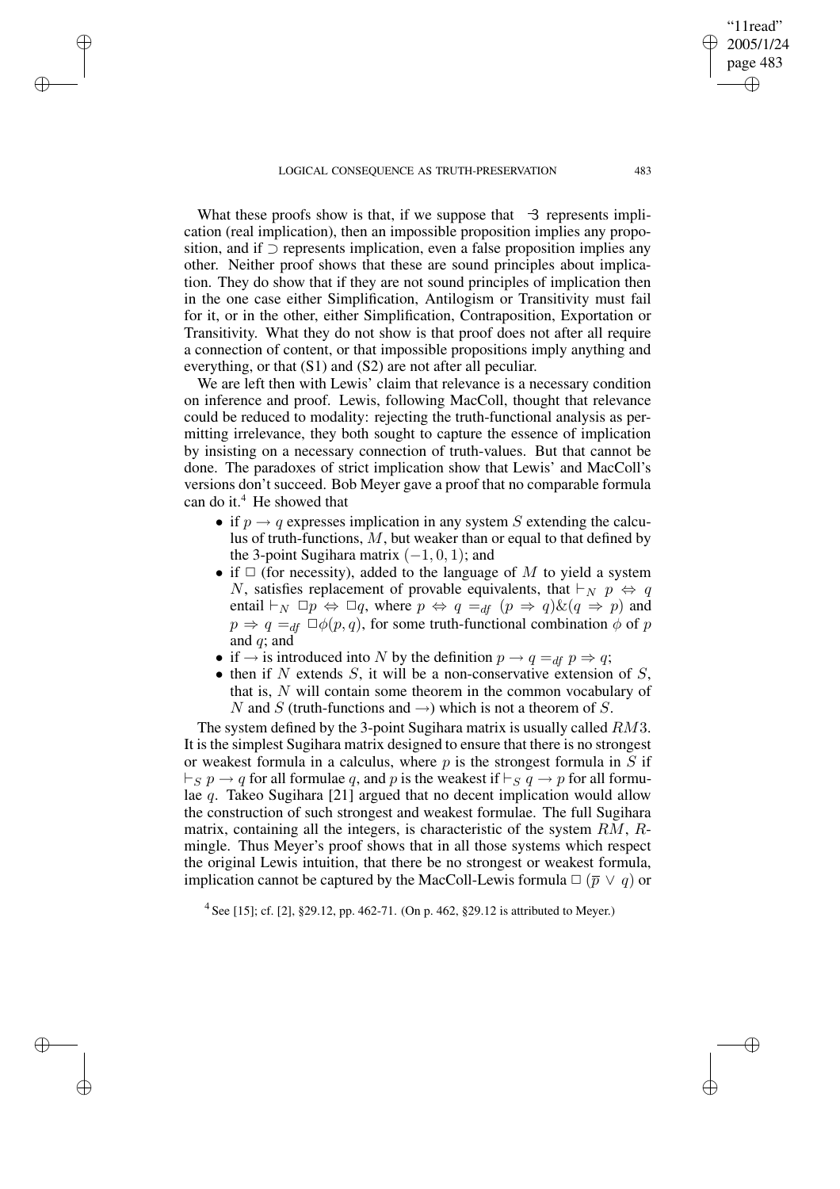What these proofs show is that, if we suppose that $\multimap$ represents implication (real implication), then an impossible proposition implies any proposition, and if $\supset$ represents implication, even a false proposition implies any other. Neither proof shows that these are sound principles about implication. They do show that if they are not sound principles of implication then in the one case either Simplification, Antilogism or Transitivity must fail for it, or in the other, either Simplification, Contraposition, Exportation or Transitivity. What they do not show is that proof does not after all require a connection of content, or that impossible propositions imply anything and everything, or that (S1) and (S2) are not after all peculiar.

We are left then with Lewis' claim that relevance is a necessary condition on inference and proof. Lewis, following MacColl, thought that relevance could be reduced to modality: rejecting the truth-functional analysis as permitting irrelevance, they both sought to capture the essence of implication by insisting on a necessary connection of truth-values. But that cannot be done. The paradoxes of strict implication show that Lewis' and MacColl's versions don't succeed. Bob Meyer gave a proof that no comparable formula can do it.[4] He showed that

- if $p \rightarrow q$ expresses implication in any system $S$ extending the calculus of truth-functions, $M$, but weaker than or equal to that defined by the 3-point Sugihara matrix $(-1, 0, 1)$; and
- if $\Box$ (for necessity), added to the language of $M$ to yield a system $N$, satisfies replacement of provable equivalents, that $\vdash_N p \Leftrightarrow q$ entail $\vdash_N \Box p \Leftrightarrow \Box q$, where $p \Leftrightarrow q =_{df} (p \Rightarrow q) \& (q \Rightarrow p)$ and $p \Rightarrow q =_{df} \Box\phi(p, q)$, for some truth-functional combination $\phi$ of $p$ and $q$; and
- if $\rightarrow$ is introduced into $N$ by the definition $p \rightarrow q =_{df} p \Rightarrow q$;
- then if $N$ extends $S$, it will be a non-conservative extension of $S$, that is, $N$ will contain some theorem in the common vocabulary of $N$ and $S$ (truth-functions and $\rightarrow$) which is not a theorem of $S$.

The system defined by the 3-point Sugihara matrix is usually called $RM3$. It is the simplest Sugihara matrix designed to ensure that there is no strongest or weakest formula in a calculus, where $p$ is the strongest formula in $S$ if $\vdash_S p \rightarrow q$ for all formulae $q$, and $p$ is the weakest if $\vdash_S q \rightarrow p$ for all formulae $q$. Takeo Sugihara [21] argued that no decent implication would allow the construction of such strongest and weakest formulae. The full Sugihara matrix, containing all the integers, is characteristic of the system $RM$, $R$-mingle. Thus Meyer's proof shows that in all those systems which respect the original Lewis intuition, that there be no strongest or weakest formula, implication cannot be captured by the MacColl-Lewis formula $\Box(\overline{p} \vee q)$ or

[4] See [15]; cf. [2], §29.12, pp. 462-71. (On p. 462, §29.12 is attributed to Meyer.)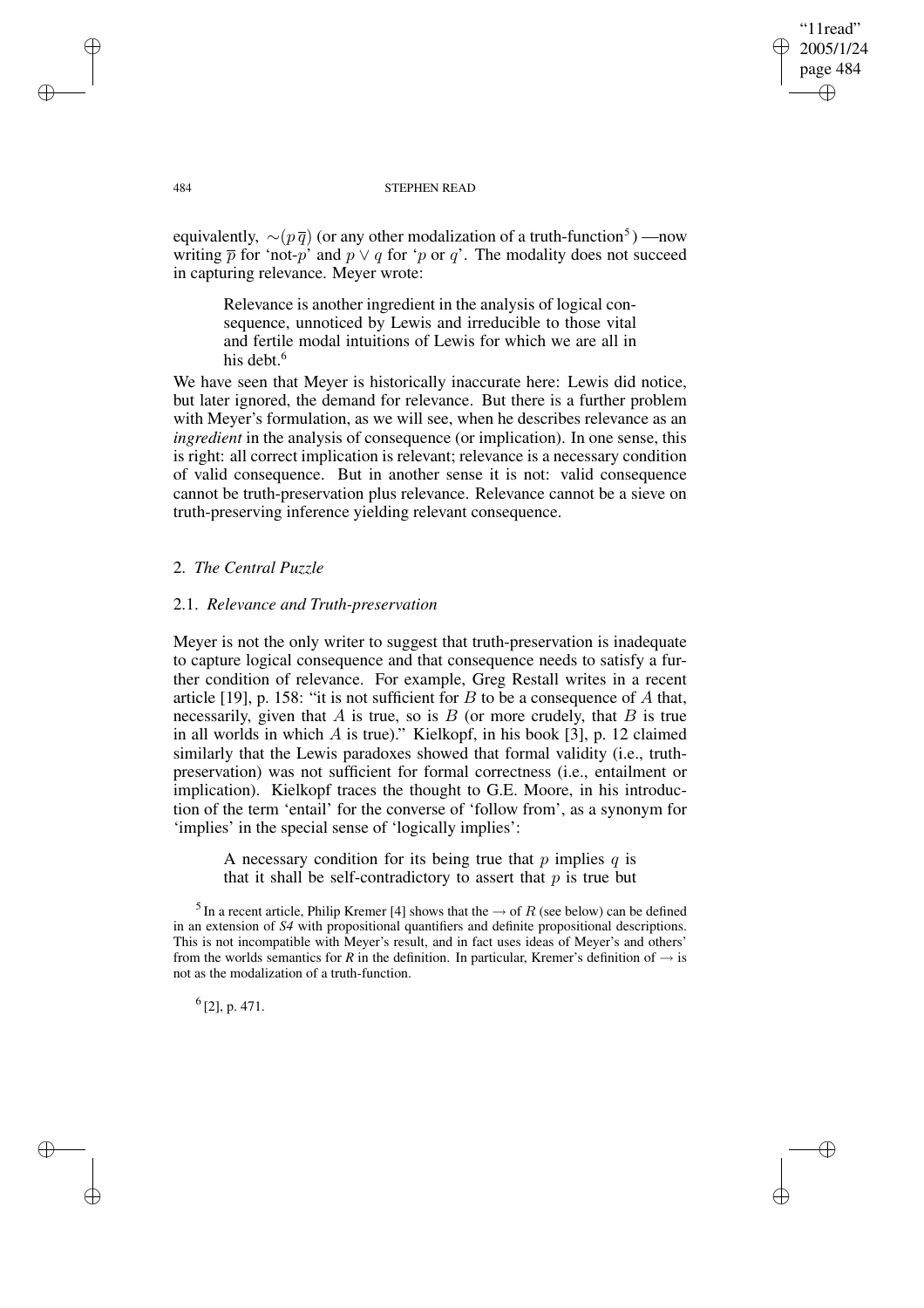equivalently, $\sim(p\,\overline{q})$ (or any other modalization of a truth-function[5]) —now writing $\overline{p}$ for 'not-$p$' and $p \vee q$ for '$p$ or $q$'. The modality does not succeed in capturing relevance. Meyer wrote:

> Relevance is another ingredient in the analysis of logical consequence, unnoticed by Lewis and irreducible to those vital and fertile modal intuitions of Lewis for which we are all in his debt.[6]

We have seen that Meyer is historically inaccurate here: Lewis did notice, but later ignored, the demand for relevance. But there is a further problem with Meyer's formulation, as we will see, when he describes relevance as an *ingredient* in the analysis of consequence (or implication). In one sense, this is right: all correct implication is relevant; relevance is a necessary condition of valid consequence. But in another sense it is not: valid consequence cannot be truth-preservation plus relevance. Relevance cannot be a sieve on truth-preserving inference yielding relevant consequence.

## 2. *The Central Puzzle*

### 2.1. *Relevance and Truth-preservation*

Meyer is not the only writer to suggest that truth-preservation is inadequate to capture logical consequence and that consequence needs to satisfy a further condition of relevance. For example, Greg Restall writes in a recent article [19], p. 158: "it is not sufficient for $B$ to be a consequence of $A$ that, necessarily, given that $A$ is true, so is $B$ (or more crudely, that $B$ is true in all worlds in which $A$ is true)." Kielkopf, in his book [3], p. 12 claimed similarly that the Lewis paradoxes showed that formal validity (i.e., truth-preservation) was not sufficient for formal correctness (i.e., entailment or implication). Kielkopf traces the thought to G.E. Moore, in his introduction of the term 'entail' for the converse of 'follow from', as a synonym for 'implies' in the special sense of 'logically implies':

> A necessary condition for its being true that $p$ implies $q$ is that it shall be self-contradictory to assert that $p$ is true but

[5] In a recent article, Philip Kremer [4] shows that the $\rightarrow$ of $R$ (see below) can be defined in an extension of *S4* with propositional quantifiers and definite propositional descriptions. This is not incompatible with Meyer's result, and in fact uses ideas of Meyer's and others' from the worlds semantics for *R* in the definition. In particular, Kremer's definition of $\rightarrow$ is not as the modalization of a truth-function.

[6] [2], p. 471.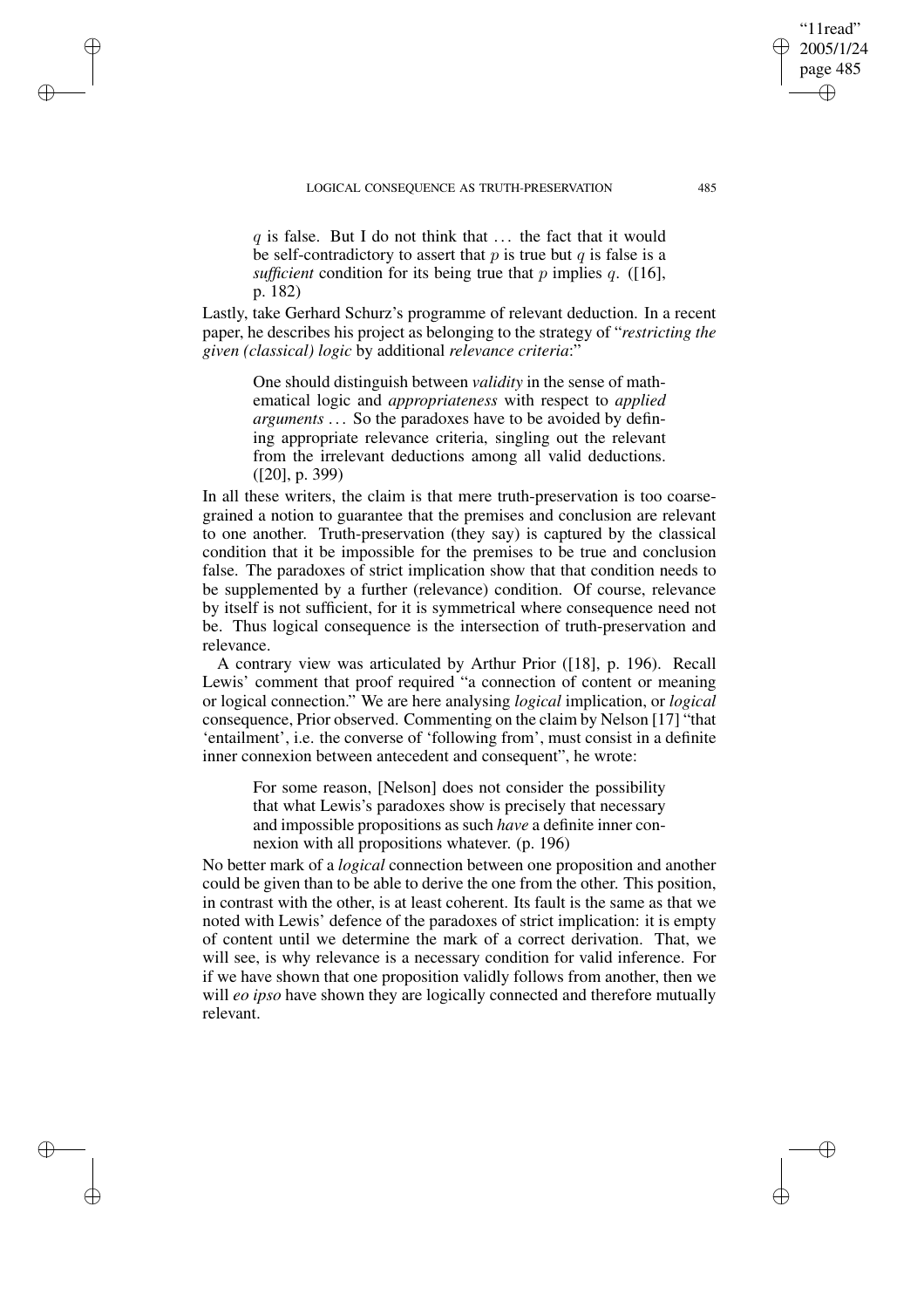$q$ is false. But I do not think that ... the fact that it would be self-contradictory to assert that $p$ is true but $q$ is false is a *sufficient* condition for its being true that $p$ implies $q$. ([16], p. 182)

Lastly, take Gerhard Schurz's programme of relevant deduction. In a recent paper, he describes his project as belonging to the strategy of "*restricting the given (classical) logic* by additional *relevance criteria*:"

> One should distinguish between *validity* in the sense of mathematical logic and *appropriateness* with respect to *applied arguments* ... So the paradoxes have to be avoided by defining appropriate relevance criteria, singling out the relevant from the irrelevant deductions among all valid deductions. ([20], p. 399)

In all these writers, the claim is that mere truth-preservation is too coarse-grained a notion to guarantee that the premises and conclusion are relevant to one another. Truth-preservation (they say) is captured by the classical condition that it be impossible for the premises to be true and conclusion false. The paradoxes of strict implication show that that condition needs to be supplemented by a further (relevance) condition. Of course, relevance by itself is not sufficient, for it is symmetrical where consequence need not be. Thus logical consequence is the intersection of truth-preservation and relevance.

A contrary view was articulated by Arthur Prior ([18], p. 196). Recall Lewis' comment that proof required "a connection of content or meaning or logical connection." We are here analysing *logical* implication, or *logical* consequence, Prior observed. Commenting on the claim by Nelson [17] "that 'entailment', i.e. the converse of 'following from', must consist in a definite inner connexion between antecedent and consequent", he wrote:

> For some reason, [Nelson] does not consider the possibility that what Lewis's paradoxes show is precisely that necessary and impossible propositions as such *have* a definite inner connexion with all propositions whatever. (p. 196)

No better mark of a *logical* connection between one proposition and another could be given than to be able to derive the one from the other. This position, in contrast with the other, is at least coherent. Its fault is the same as that we noted with Lewis' defence of the paradoxes of strict implication: it is empty of content until we determine the mark of a correct derivation. That, we will see, is why relevance is a necessary condition for valid inference. For if we have shown that one proposition validly follows from another, then we will *eo ipso* have shown they are logically connected and therefore mutually relevant.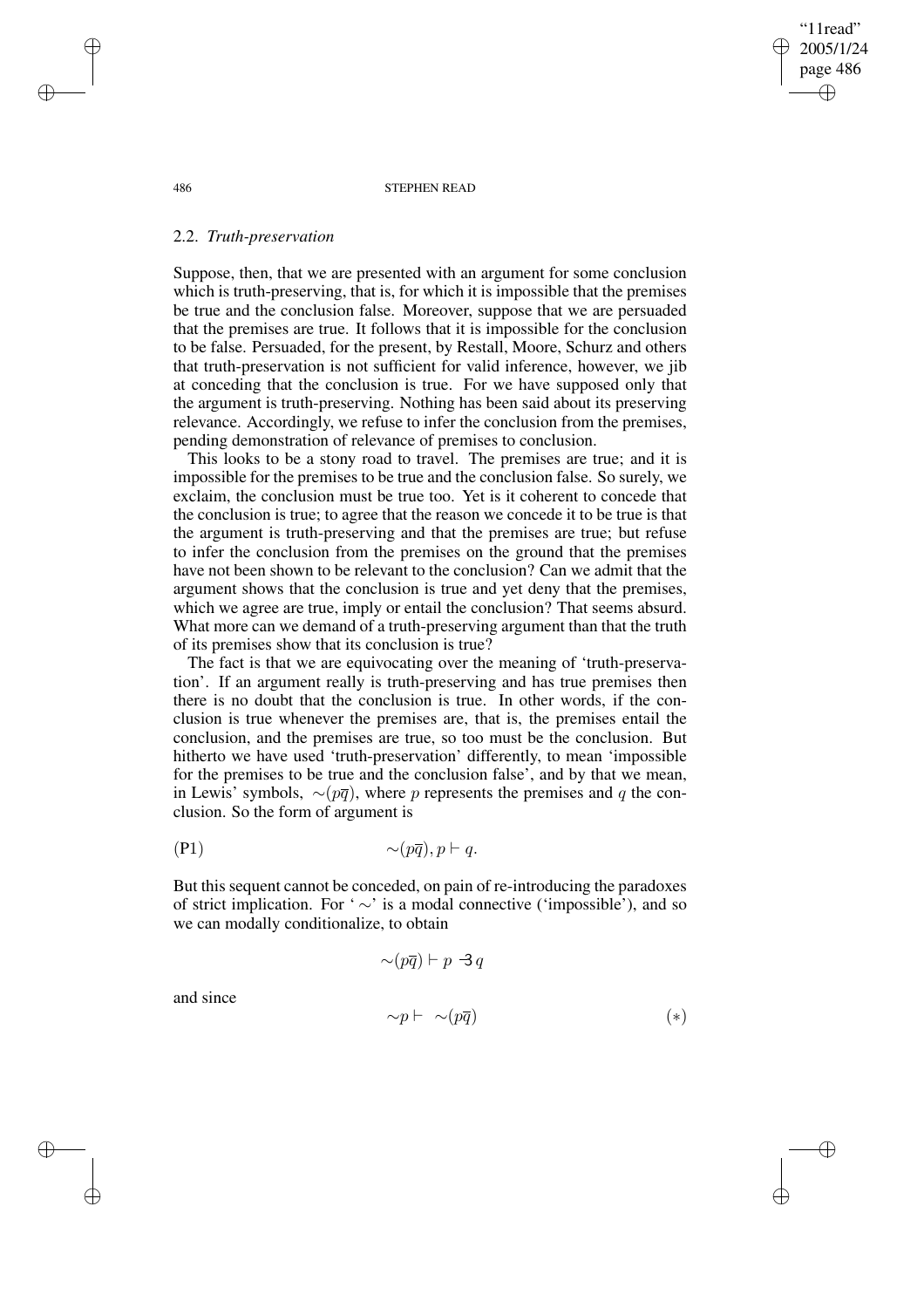### 2.2. *Truth-preservation*

Suppose, then, that we are presented with an argument for some conclusion which is truth-preserving, that is, for which it is impossible that the premises be true and the conclusion false. Moreover, suppose that we are persuaded that the premises are true. It follows that it is impossible for the conclusion to be false. Persuaded, for the present, by Restall, Moore, Schurz and others that truth-preservation is not sufficient for valid inference, however, we jib at conceding that the conclusion is true. For we have supposed only that the argument is truth-preserving. Nothing has been said about its preserving relevance. Accordingly, we refuse to infer the conclusion from the premises, pending demonstration of relevance of premises to conclusion.

This looks to be a stony road to travel. The premises are true; and it is impossible for the premises to be true and the conclusion false. So surely, we exclaim, the conclusion must be true too. Yet is it coherent to concede that the conclusion is true; to agree that the reason we concede it to be true is that the argument is truth-preserving and that the premises are true; but refuse to infer the conclusion from the premises on the ground that the premises have not been shown to be relevant to the conclusion? Can we admit that the argument shows that the conclusion is true and yet deny that the premises, which we agree are true, imply or entail the conclusion? That seems absurd. What more can we demand of a truth-preserving argument than that the truth of its premises show that its conclusion is true?

The fact is that we are equivocating over the meaning of 'truth-preservation'. If an argument really is truth-preserving and has true premises then there is no doubt that the conclusion is true. In other words, if the conclusion is true whenever the premises are, that is, the premises entail the conclusion, and the premises are true, so too must be the conclusion. But hitherto we have used 'truth-preservation' differently, to mean 'impossible for the premises to be true and the conclusion false', and by that we mean, in Lewis' symbols, $\sim(p\overline{q})$, where $p$ represents the premises and $q$ the conclusion. So the form of argument is

$$\text{(P1)} \qquad \sim(p\overline{q}), p \vdash q.$$

But this sequent cannot be conceded, on pain of re-introducing the paradoxes of strict implication. For '$\sim$' is a modal connective ('impossible'), and so we can modally conditionalize, to obtain

$$\sim(p\overline{q}) \vdash p \prec\!\!\!3\, q$$

and since

$$\sim p \vdash \ \sim(p\overline{q}) \qquad (*)$$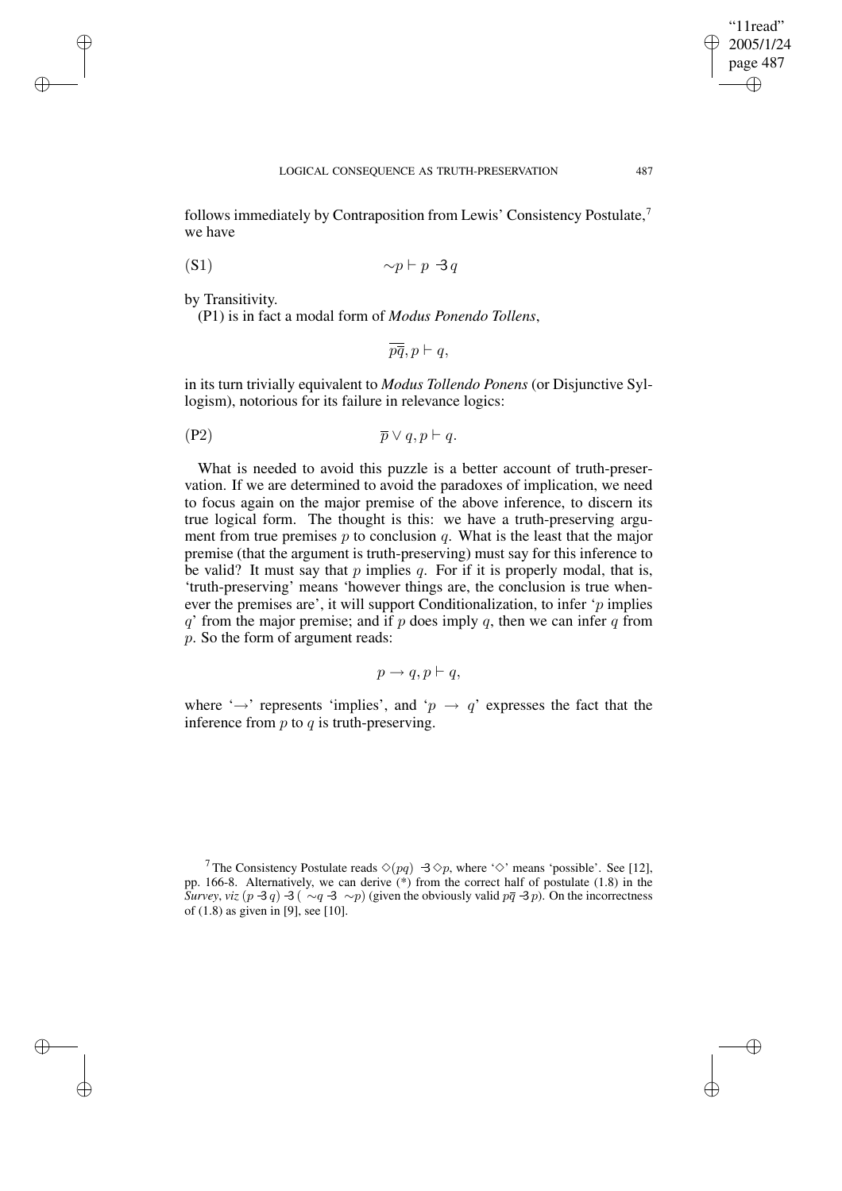follows immediately by Contraposition from Lewis' Consistency Postulate,[7] we have

$$(\text{S1}) \qquad \sim p \vdash p \dashv\!3\, q$$

by Transitivity.

(P1) is in fact a modal form of *Modus Ponendo Tollens*,

$$\overline{p\overline{q}}, p \vdash q,$$

in its turn trivially equivalent to *Modus Tollendo Ponens* (or Disjunctive Syllogism), notorious for its failure in relevance logics:

$$(\text{P2}) \qquad \overline{p} \vee q, p \vdash q.$$

What is needed to avoid this puzzle is a better account of truth-preservation. If we are determined to avoid the paradoxes of implication, we need to focus again on the major premise of the above inference, to discern its true logical form. The thought is this: we have a truth-preserving argument from true premises $p$ to conclusion $q$. What is the least that the major premise (that the argument is truth-preserving) must say for this inference to be valid? It must say that $p$ implies $q$. For if it is properly modal, that is, 'truth-preserving' means 'however things are, the conclusion is true whenever the premises are', it will support Conditionalization, to infer '$p$ implies $q$' from the major premise; and if $p$ does imply $q$, then we can infer $q$ from $p$. So the form of argument reads:

$$p \rightarrow q, p \vdash q,$$

where '$\rightarrow$' represents 'implies', and '$p \rightarrow q$' expresses the fact that the inference from $p$ to $q$ is truth-preserving.

[7] The Consistency Postulate reads $\Diamond(pq) \dashv\!3 \Diamond p$, where '$\Diamond$' means 'possible'. See [12], pp. 166-8. Alternatively, we can derive (*) from the correct half of postulate (1.8) in the *Survey*, *viz* $(p \dashv\!3\, q) \dashv\!3\, (\sim q \dashv\!3\, \sim p)$ (given the obviously valid $p\overline{q} \dashv\!3\, p$). On the incorrectness of (1.8) as given in [9], see [10].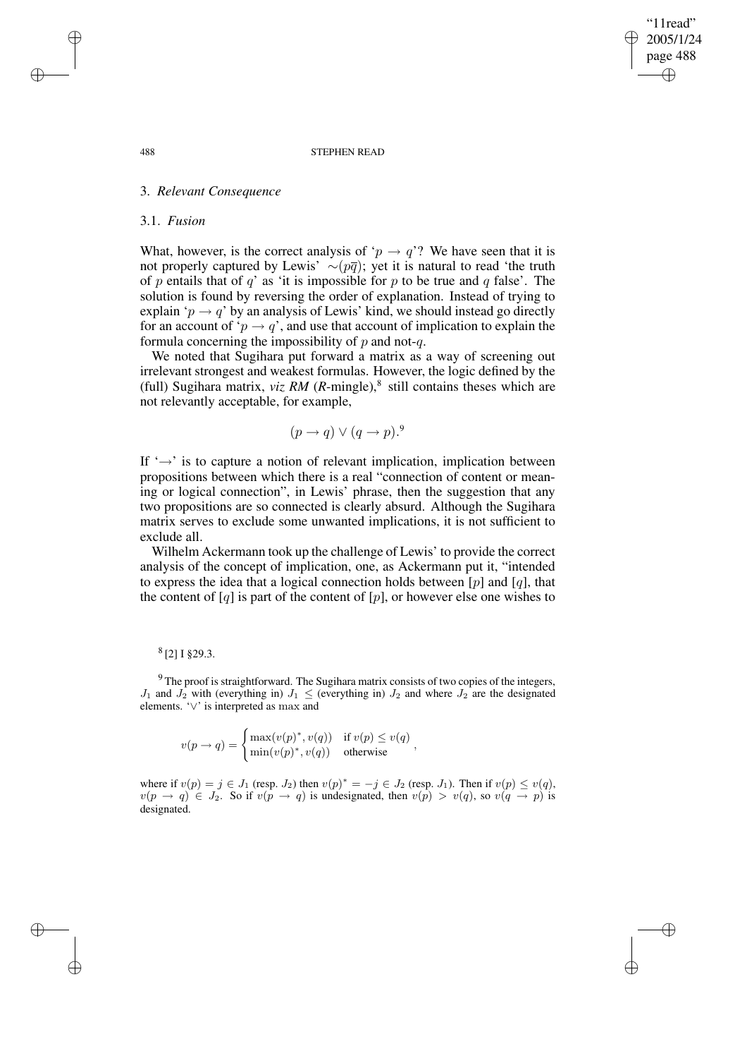## 3. *Relevant Consequence*

### 3.1. *Fusion*

What, however, is the correct analysis of '$p \rightarrow q$'? We have seen that it is not properly captured by Lewis' $\sim(p\overline{q})$; yet it is natural to read 'the truth of $p$ entails that of $q$' as 'it is impossible for $p$ to be true and $q$ false'. The solution is found by reversing the order of explanation. Instead of trying to explain '$p \rightarrow q$' by an analysis of Lewis' kind, we should instead go directly for an account of '$p \rightarrow q$', and use that account of implication to explain the formula concerning the impossibility of $p$ and not-$q$.

We noted that Sugihara put forward a matrix as a way of screening out irrelevant strongest and weakest formulas. However, the logic defined by the (full) Sugihara matrix, *viz RM* (*R*-mingle),[8] still contains theses which are not relevantly acceptable, for example,

$$(p \rightarrow q) \vee (q \rightarrow p).^{9}$$

If '$\rightarrow$' is to capture a notion of relevant implication, implication between propositions between which there is a real "connection of content or meaning or logical connection", in Lewis' phrase, then the suggestion that any two propositions are so connected is clearly absurd. Although the Sugihara matrix serves to exclude some unwanted implications, it is not sufficient to exclude all.

Wilhelm Ackermann took up the challenge of Lewis' to provide the correct analysis of the concept of implication, one, as Ackermann put it, "intended to express the idea that a logical connection holds between [$p$] and [$q$], that the content of [$q$] is part of the content of [$p$], or however else one wishes to

---

[8] [2] I §29.3.

[9] The proof is straightforward. The Sugihara matrix consists of two copies of the integers, $J_1$ and $J_2$ with (everything in) $J_1 \leq$ (everything in) $J_2$ and where $J_2$ are the designated elements. '$\vee$' is interpreted as max and

$$v(p \rightarrow q) = \begin{cases} \max(v(p)^*, v(q)) & \text{if } v(p) \leq v(q) \\ \min(v(p)^*, v(q)) & \text{otherwise} \end{cases},$$

where if $v(p) = j \in J_1$ (resp. $J_2$) then $v(p)^* = -j \in J_2$ (resp. $J_1$). Then if $v(p) \leq v(q)$, $v(p \rightarrow q) \in J_2$. So if $v(p \rightarrow q)$ is undesignated, then $v(p) > v(q)$, so $v(q \rightarrow p)$ is designated.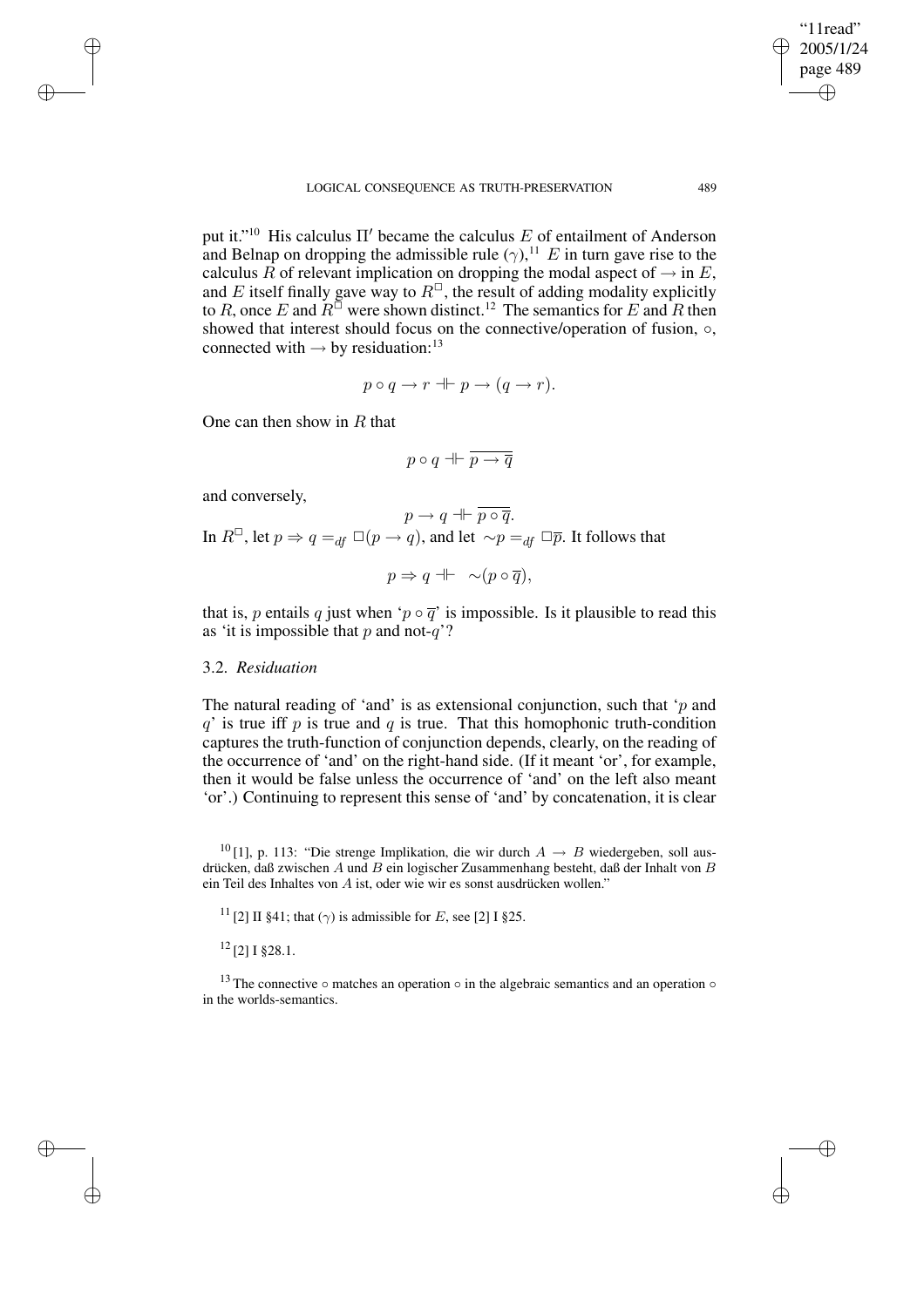put it."[10] His calculus $\Pi'$ became the calculus $E$ of entailment of Anderson and Belnap on dropping the admissible rule $(\gamma)$,[11] $E$ in turn gave rise to the calculus $R$ of relevant implication on dropping the modal aspect of $\rightarrow$ in $E$, and $E$ itself finally gave way to $R^{\Box}$, the result of adding modality explicitly to $R$, once $E$ and $R^{\Box}$ were shown distinct.[12] The semantics for $E$ and $R$ then showed that interest should focus on the connective/operation of fusion, $\circ$, connected with $\rightarrow$ by residuation:[13]

$$p \circ q \rightarrow r \dashv\vdash p \rightarrow (q \rightarrow r).$$

One can then show in $R$ that

$$p \circ q \dashv\vdash \overline{p \rightarrow \overline{q}}$$

and conversely,

$$p \rightarrow q \dashv\vdash \overline{p \circ \overline{q}}.$$

In $R^{\Box}$, let $p \Rightarrow q =_{df} \Box(p \rightarrow q)$, and let $\sim p =_{df} \Box\overline{p}$. It follows that

$$p \Rightarrow q \dashv\vdash \sim(p \circ \overline{q}),$$

that is, $p$ entails $q$ just when '$p \circ \overline{q}$' is impossible. Is it plausible to read this as 'it is impossible that $p$ and not-$q$'?

### 3.2. *Residuation*

The natural reading of 'and' is as extensional conjunction, such that '$p$ and $q$' is true iff $p$ is true and $q$ is true. That this homophonic truth-condition captures the truth-function of conjunction depends, clearly, on the reading of the occurrence of 'and' on the right-hand side. (If it meant 'or', for example, then it would be false unless the occurrence of 'and' on the left also meant 'or'.) Continuing to represent this sense of 'and' by concatenation, it is clear

---

[10] [1], p. 113: "Die strenge Implikation, die wir durch $A \rightarrow B$ wiedergeben, soll ausdrücken, daß zwischen $A$ und $B$ ein logischer Zusammenhang besteht, daß der Inhalt von $B$ ein Teil des Inhaltes von $A$ ist, oder wie wir es sonst ausdrücken wollen."

[11] [2] II §41; that $(\gamma)$ is admissible for $E$, see [2] I §25.

[12] [2] I §28.1.

[13] The connective $\circ$ matches an operation $\circ$ in the algebraic semantics and an operation $\circ$ in the worlds-semantics.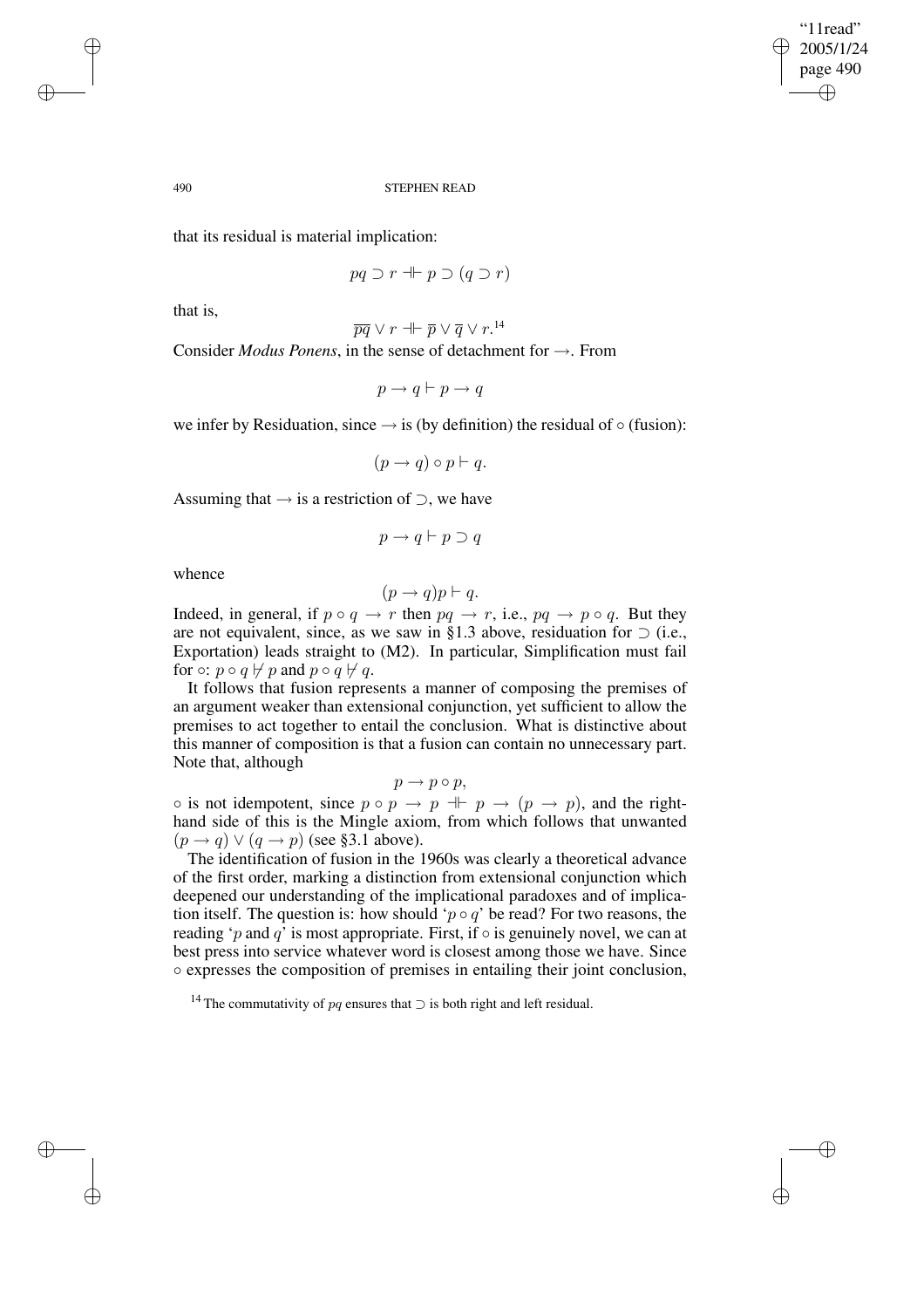that its residual is material implication:

$$pq \supset r \dashv\vdash p \supset (q \supset r)$$

that is,

$$\overline{pq} \vee r \dashv\vdash \overline{p} \vee \overline{q} \vee r.^{14}$$

Consider *Modus Ponens*, in the sense of detachment for $\rightarrow$. From

$$p \rightarrow q \vdash p \rightarrow q$$

we infer by Residuation, since $\rightarrow$ is (by definition) the residual of $\circ$ (fusion):

$$(p \rightarrow q) \circ p \vdash q.$$

Assuming that $\rightarrow$ is a restriction of $\supset$, we have

$$p \rightarrow q \vdash p \supset q$$

whence

$$(p \rightarrow q)p \vdash q.$$

Indeed, in general, if $p \circ q \rightarrow r$ then $pq \rightarrow r$, i.e., $pq \rightarrow p \circ q$. But they are not equivalent, since, as we saw in §1.3 above, residuation for $\supset$ (i.e., Exportation) leads straight to (M2). In particular, Simplification must fail for $\circ$: $p \circ q \nvdash p$ and $p \circ q \nvdash q$.

It follows that fusion represents a manner of composing the premises of an argument weaker than extensional conjunction, yet sufficient to allow the premises to act together to entail the conclusion. What is distinctive about this manner of composition is that a fusion can contain no unnecessary part. Note that, although

$$p \rightarrow p \circ p,$$

$\circ$ is not idempotent, since $p \circ p \rightarrow p \dashv\vdash p \rightarrow (p \rightarrow p)$, and the right-hand side of this is the Mingle axiom, from which follows that unwanted $(p \rightarrow q) \vee (q \rightarrow p)$ (see §3.1 above).

The identification of fusion in the 1960s was clearly a theoretical advance of the first order, marking a distinction from extensional conjunction which deepened our understanding of the implicational paradoxes and of implication itself. The question is: how should '$p \circ q$' be read? For two reasons, the reading '$p$ and $q$' is most appropriate. First, if $\circ$ is genuinely novel, we can at best press into service whatever word is closest among those we have. Since $\circ$ expresses the composition of premises in entailing their joint conclusion,

[14] The commutativity of $pq$ ensures that $\supset$ is both right and left residual.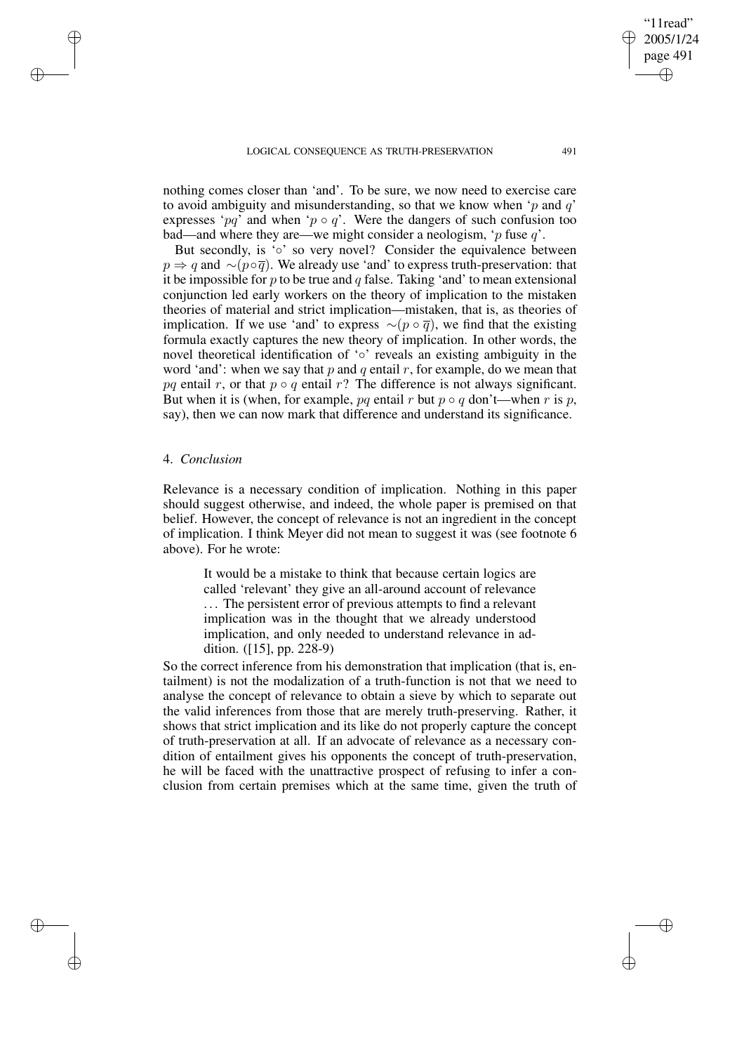nothing comes closer than 'and'. To be sure, we now need to exercise care to avoid ambiguity and misunderstanding, so that we know when '$p$ and $q$' expresses '$pq$' and when '$p \circ q$'. Were the dangers of such confusion too bad—and where they are—we might consider a neologism, '$p$ fuse $q$'.

But secondly, is '$\circ$' so very novel? Consider the equivalence between $p \Rightarrow q$ and $\sim(p \circ \overline{q})$. We already use 'and' to express truth-preservation: that it be impossible for $p$ to be true and $q$ false. Taking 'and' to mean extensional conjunction led early workers on the theory of implication to the mistaken theories of material and strict implication—mistaken, that is, as theories of implication. If we use 'and' to express $\sim(p \circ \overline{q})$, we find that the existing formula exactly captures the new theory of implication. In other words, the novel theoretical identification of '$\circ$' reveals an existing ambiguity in the word 'and': when we say that $p$ and $q$ entail $r$, for example, do we mean that $pq$ entail $r$, or that $p \circ q$ entail $r$? The difference is not always significant. But when it is (when, for example, $pq$ entail $r$ but $p \circ q$ don't—when $r$ is $p$, say), then we can now mark that difference and understand its significance.

## 4. *Conclusion*

Relevance is a necessary condition of implication. Nothing in this paper should suggest otherwise, and indeed, the whole paper is premised on that belief. However, the concept of relevance is not an ingredient in the concept of implication. I think Meyer did not mean to suggest it was (see footnote 6 above). For he wrote:

> It would be a mistake to think that because certain logics are called 'relevant' they give an all-around account of relevance ... The persistent error of previous attempts to find a relevant implication was in the thought that we already understood implication, and only needed to understand relevance in addition. ([15], pp. 228-9)

So the correct inference from his demonstration that implication (that is, entailment) is not the modalization of a truth-function is not that we need to analyse the concept of relevance to obtain a sieve by which to separate out the valid inferences from those that are merely truth-preserving. Rather, it shows that strict implication and its like do not properly capture the concept of truth-preservation at all. If an advocate of relevance as a necessary condition of entailment gives his opponents the concept of truth-preservation, he will be faced with the unattractive prospect of refusing to infer a conclusion from certain premises which at the same time, given the truth of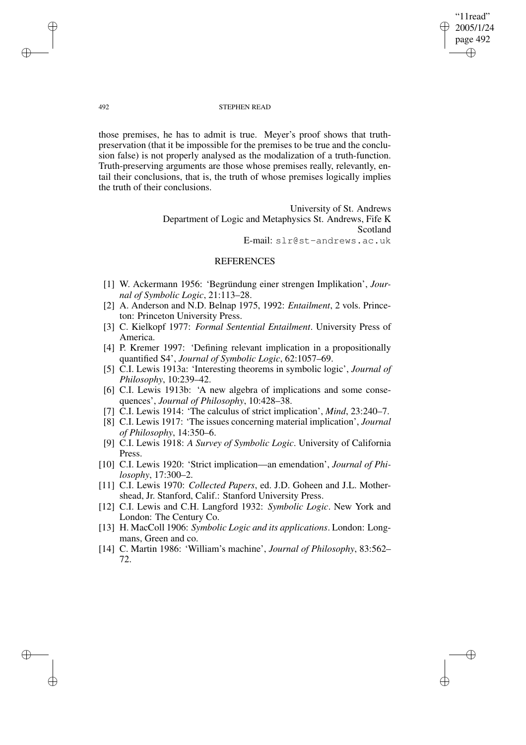those premises, he has to admit is true. Meyer's proof shows that truth-preservation (that it be impossible for the premises to be true and the conclusion false) is not properly analysed as the modalization of a truth-function. Truth-preserving arguments are those whose premises really, relevantly, entail their conclusions, that is, the truth of whose premises logically implies the truth of their conclusions.

University of St. Andrews
Department of Logic and Metaphysics St. Andrews, Fife K
Scotland
E-mail: slr@st-andrews.ac.uk

## REFERENCES

[1] W. Ackermann 1956: 'Begründung einer strengen Implikation', *Journal of Symbolic Logic*, 21:113–28.

[2] A. Anderson and N.D. Belnap 1975, 1992: *Entailment*, 2 vols. Princeton: Princeton University Press.

[3] C. Kielkopf 1977: *Formal Sentential Entailment*. University Press of America.

[4] P. Kremer 1997: 'Defining relevant implication in a propositionally quantified S4', *Journal of Symbolic Logic*, 62:1057–69.

[5] C.I. Lewis 1913a: 'Interesting theorems in symbolic logic', *Journal of Philosophy*, 10:239–42.

[6] C.I. Lewis 1913b: 'A new algebra of implications and some consequences', *Journal of Philosophy*, 10:428–38.

[7] C.I. Lewis 1914: 'The calculus of strict implication', *Mind*, 23:240–7.

[8] C.I. Lewis 1917: 'The issues concerning material implication', *Journal of Philosophy*, 14:350–6.

[9] C.I. Lewis 1918: *A Survey of Symbolic Logic*. University of California Press.

[10] C.I. Lewis 1920: 'Strict implication—an emendation', *Journal of Philosophy*, 17:300–2.

[11] C.I. Lewis 1970: *Collected Papers*, ed. J.D. Goheen and J.L. Mothershead, Jr. Stanford, Calif.: Stanford University Press.

[12] C.I. Lewis and C.H. Langford 1932: *Symbolic Logic*. New York and London: The Century Co.

[13] H. MacColl 1906: *Symbolic Logic and its applications*. London: Longmans, Green and co.

[14] C. Martin 1986: 'William's machine', *Journal of Philosophy*, 83:562–72.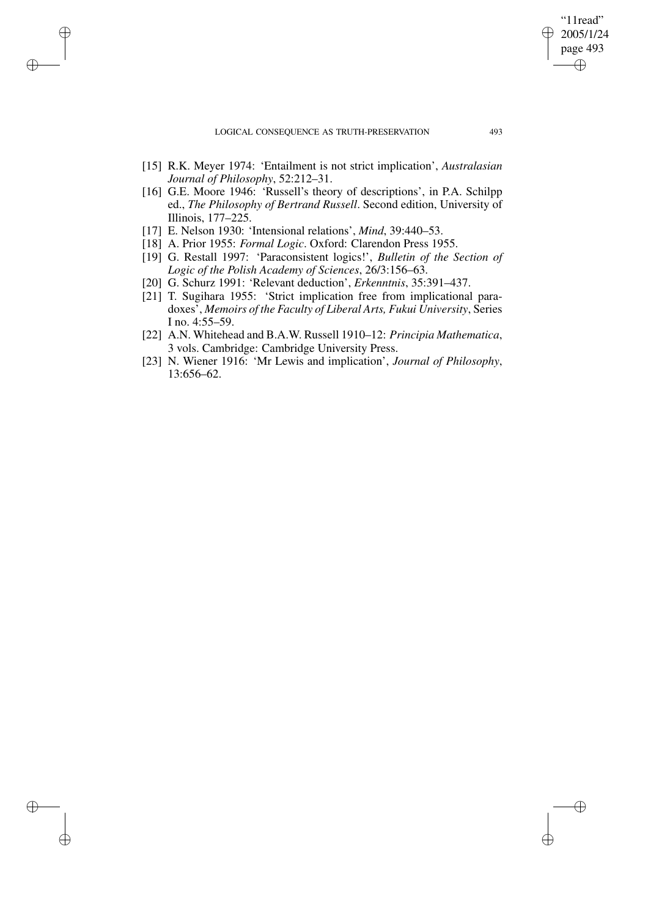[15] R.K. Meyer 1974: 'Entailment is not strict implication', *Australasian Journal of Philosophy*, 52:212–31.

[16] G.E. Moore 1946: 'Russell's theory of descriptions', in P.A. Schilpp ed., *The Philosophy of Bertrand Russell*. Second edition, University of Illinois, 177–225.

[17] E. Nelson 1930: 'Intensional relations', *Mind*, 39:440–53.

[18] A. Prior 1955: *Formal Logic*. Oxford: Clarendon Press 1955.

[19] G. Restall 1997: 'Paraconsistent logics!', *Bulletin of the Section of Logic of the Polish Academy of Sciences*, 26/3:156–63.

[20] G. Schurz 1991: 'Relevant deduction', *Erkenntnis*, 35:391–437.

[21] T. Sugihara 1955: 'Strict implication free from implicational paradoxes', *Memoirs of the Faculty of Liberal Arts, Fukui University*, Series I no. 4:55–59.

[22] A.N. Whitehead and B.A.W. Russell 1910–12: *Principia Mathematica*, 3 vols. Cambridge: Cambridge University Press.

[23] N. Wiener 1916: 'Mr Lewis and implication', *Journal of Philosophy*, 13:656–62.